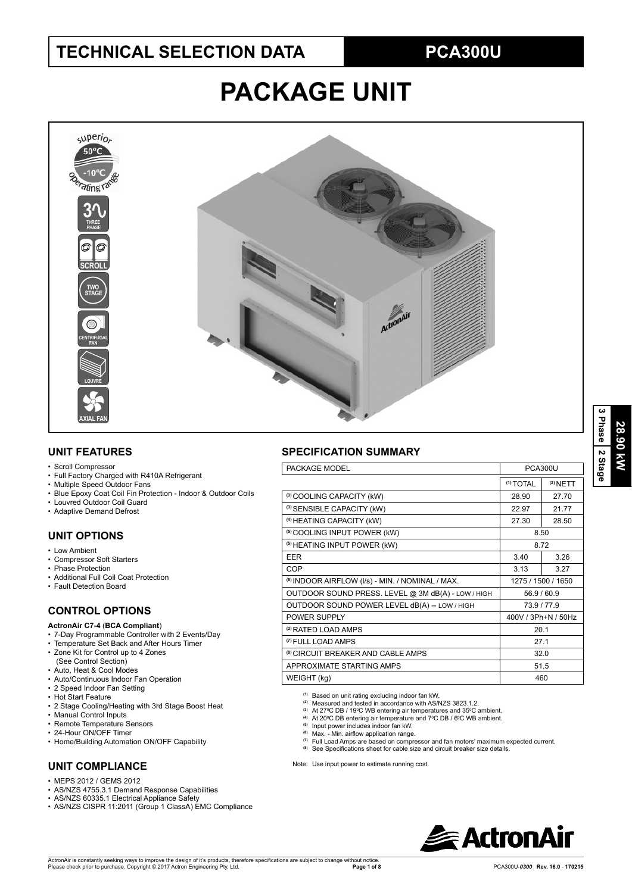# TECHNICAL SELECTION DATA

**PCA300U**

# PACKAGE UNIT

superior 50ºC -10ºC operating range

THREE PHASE

SCROLL

TWO STAGE

CENTRIFUGAL FAN

LOUVRE

AXIAL FAN

**28.90 kW** | **3 Phase** | **2 Stage**

## UNIT FEATURES

- Scroll Compressor
- Full Factory Charged with R410A Refrigerant
- Multiple Speed Outdoor Fans
- Blue Epoxy Coat Coil Fin Protection - Indoor & Outdoor Coils
- Louvred Outdoor Coil Guard
- Adaptive Demand Defrost

## UNIT OPTIONS

- Low Ambient
- Compressor Soft Starters
- Phase Protection
- Additional Full Coil Coat Protection
- Fault Detection Board

## CONTROL OPTIONS

**ActronAir C7-4** (**BCA Compliant**)

- 7-Day Programmable Controller with 2 Events/Day
- Temperature Set Back and After Hours Timer
- Zone Kit for Control up to 4 Zones (See Control Section)
- Auto, Heat & Cool Modes
- Auto/Continuous Indoor Fan Operation
- 2 Speed Indoor Fan Setting
- Hot Start Feature
- 2 Stage Cooling/Heating with 3rd Stage Boost Heat
- Manual Control Inputs
- Remote Temperature Sensors
- 24-Hour ON/OFF Timer
- Home/Building Automation ON/OFF Capability

## UNIT COMPLIANCE

- MEPS 2012 / GEMS 2012
- AS/NZS 4755.3.1 Demand Response Capabilities
- AS/NZS 60335.1 Electrical Appliance Safety
- AS/NZS CISPR 11:2011 (Group 1 ClassA) EMC Compliance

## SPECIFICATION SUMMARY

| PACKAGE MODEL | PCA300U | |
|---|---|---|
| | (1) TOTAL | (2) NETT |
| (3) COOLING CAPACITY (kW) | 28.90 | 27.70 |
| (3) SENSIBLE CAPACITY (kW) | 22.97 | 21.77 |
| (4) HEATING CAPACITY (kW) | 27.30 | 28.50 |
| (5) COOLING INPUT POWER (kW) | 8.50 | |
| (5) HEATING INPUT POWER (kW) | 8.72 | |
| EER | 3.40 | 3.26 |
| COP | 3.13 | 3.27 |
| (6) INDOOR AIRFLOW (l/s) - MIN. / NOMINAL / MAX. | 1275 / 1500 / 1650 | |
| OUTDOOR SOUND PRESS. LEVEL @ 3M dB(A) - LOW / HIGH | 56.9 / 60.9 | |
| OUTDOOR SOUND POWER LEVEL dB(A) -- LOW / HIGH | 73.9 / 77.9 | |
| POWER SUPPLY | 400V / 3Ph+N / 50Hz | |
| (2) RATED LOAD AMPS | 20.1 | |
| (7) FULL LOAD AMPS | 27.1 | |
| (8) CIRCUIT BREAKER AND CABLE AMPS | 32.0 | |
| APPROXIMATE STARTING AMPS | 51.5 | |
| WEIGHT (kg) | 460 | |

(1) Based on unit rating excluding indoor fan kW.
(2) Measured and tested in accordance with AS/NZS 3823.1.2.
(3) At 27ºC DB / 19ºC WB entering air temperatures and 35ºC ambient.
(4) At 20ºC DB entering air temperature and 7ºC DB / 6ºC WB ambient.
(5) Input power includes indoor fan kW.
(6) Max. - Min. airflow application range.
(7) Full Load Amps are based on compressor and fan motors' maximum expected current.
(8) See Specifications sheet for cable size and circuit breaker size details.

Note: Use input power to estimate running cost.

ActronAir is constantly seeking ways to improve the design of it's products, therefore specifications are subject to change without notice. Please check prior to purchase. Copyright © 2017 Actron Engineering Pty. Ltd.

PCA300U-*0300* Rev. 16.0 - 170215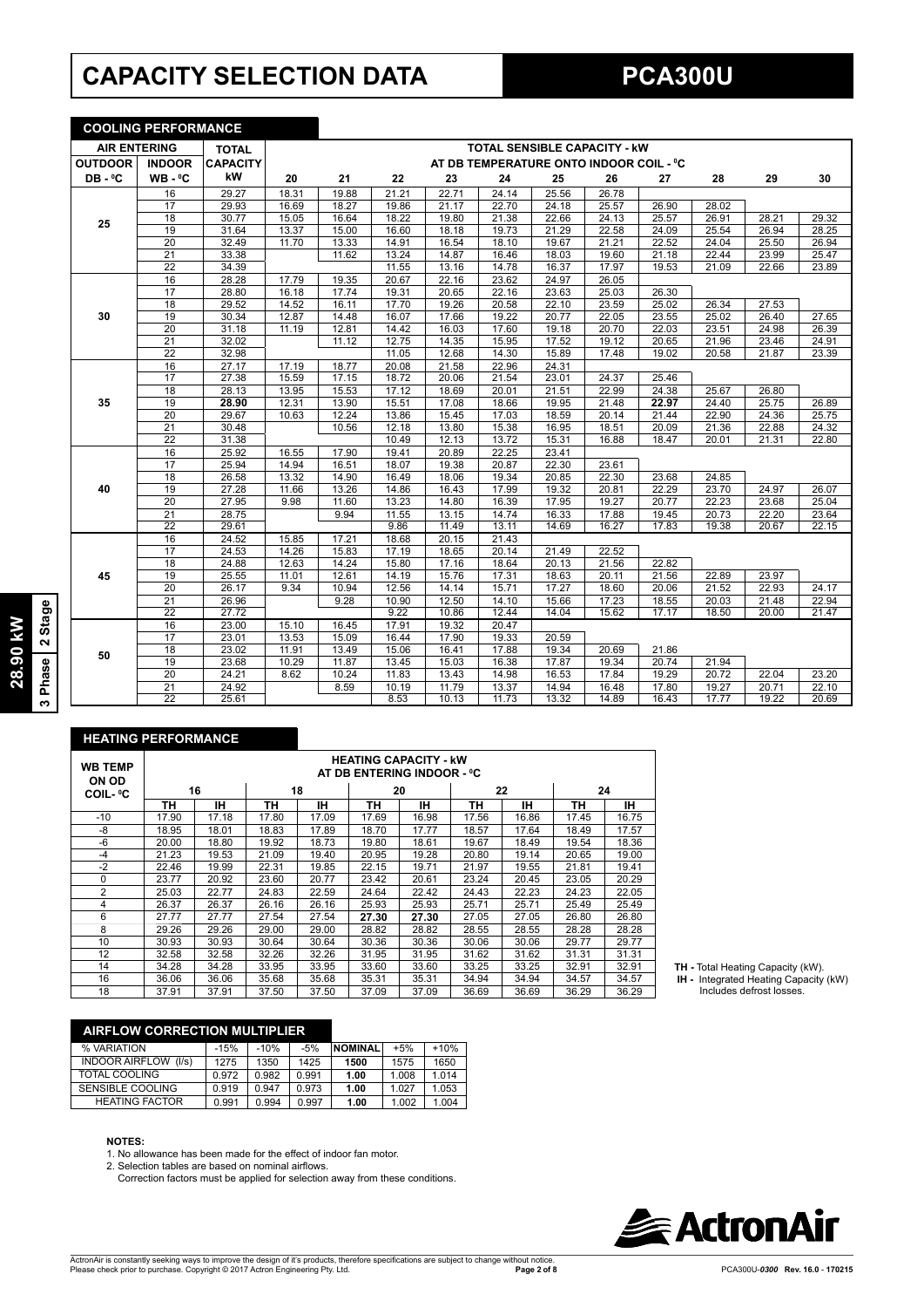# CAPACITY SELECTION DATA

# PCA300U

28.90 kW | 3 Phase | 2 Stage

## COOLING PERFORMANCE

| AIR ENTERING | | TOTAL | TOTAL SENSIBLE CAPACITY - kW | | | | | | | | | | |
|---|---|---|---|---|---|---|---|---|---|---|---|---|---|
| OUTDOOR | INDOOR | CAPACITY | AT DB TEMPERATURE ONTO INDOOR COIL - ⁰C | | | | | | | | | | |
| DB - ⁰C | WB - ⁰C | kW | 20 | 21 | 22 | 23 | 24 | 25 | 26 | 27 | 28 | 29 | 30 |
| 25 | 16 | 29.27 | 18.31 | 19.88 | 21.21 | 22.71 | 24.14 | 25.56 | 26.78 | | | | |
| | 17 | 29.93 | 16.69 | 18.27 | 19.86 | 21.17 | 22.70 | 24.18 | 25.57 | 26.90 | 28.02 | | |
| | 18 | 30.77 | 15.05 | 16.64 | 18.22 | 19.80 | 21.38 | 22.66 | 24.13 | 25.57 | 26.91 | 28.21 | 29.32 |
| | 19 | 31.64 | 13.37 | 15.00 | 16.60 | 18.18 | 19.73 | 21.29 | 22.58 | 24.09 | 25.54 | 26.94 | 28.25 |
| | 20 | 32.49 | 11.70 | 13.33 | 14.91 | 16.54 | 18.10 | 19.67 | 21.21 | 22.52 | 24.04 | 25.50 | 26.94 |
| | 21 | 33.38 | | 11.62 | 13.24 | 14.87 | 16.46 | 18.03 | 19.60 | 21.18 | 22.44 | 23.99 | 25.47 |
| | 22 | 34.39 | | | 11.55 | 13.16 | 14.78 | 16.37 | 17.97 | 19.53 | 21.09 | 22.66 | 23.89 |
| 30 | 16 | 28.28 | 17.79 | 19.35 | 20.67 | 22.16 | 23.62 | 24.97 | 26.05 | | | | |
| | 17 | 28.80 | 16.18 | 17.74 | 19.31 | 20.65 | 22.16 | 23.63 | 25.03 | 26.30 | | | |
| | 18 | 29.52 | 14.52 | 16.11 | 17.70 | 19.26 | 20.58 | 22.10 | 23.59 | 25.02 | 26.34 | 27.53 | |
| | 19 | 30.34 | 12.87 | 14.48 | 16.07 | 17.66 | 19.22 | 20.77 | 22.05 | 23.55 | 25.02 | 26.40 | 27.65 |
| | 20 | 31.18 | 11.19 | 12.81 | 14.42 | 16.03 | 17.60 | 19.18 | 20.70 | 22.03 | 23.51 | 24.98 | 26.39 |
| | 21 | 32.02 | | 11.12 | 12.75 | 14.35 | 15.95 | 17.52 | 19.12 | 20.65 | 21.96 | 23.46 | 24.91 |
| | 22 | 32.98 | | | 11.05 | 12.68 | 14.30 | 15.89 | 17.48 | 19.02 | 20.58 | 21.87 | 23.39 |
| 35 | 16 | 27.17 | 17.19 | 18.77 | 20.08 | 21.58 | 22.96 | 24.31 | | | | | |
| | 17 | 27.38 | 15.59 | 17.15 | 18.72 | 20.06 | 21.54 | 23.01 | 24.37 | 25.46 | | | |
| | 18 | 28.13 | 13.95 | 15.53 | 17.12 | 18.69 | 20.01 | 21.51 | 22.99 | 24.38 | 25.67 | 26.80 | |
| | 19 | **28.90** | 12.31 | 13.90 | 15.51 | 17.08 | 18.66 | 19.95 | 21.48 | **22.97** | 24.40 | 25.75 | 26.89 |
| | 20 | 29.67 | 10.63 | 12.24 | 13.86 | 15.45 | 17.03 | 18.59 | 20.14 | 21.44 | 22.90 | 24.36 | 25.75 |
| | 21 | 30.48 | | 10.56 | 12.18 | 13.80 | 15.38 | 16.95 | 18.51 | 20.09 | 21.36 | 22.88 | 24.32 |
| | 22 | 31.38 | | | 10.49 | 12.13 | 13.72 | 15.31 | 16.88 | 18.47 | 20.01 | 21.31 | 22.80 |
| 40 | 16 | 25.92 | 16.55 | 17.90 | 19.41 | 20.89 | 22.25 | 23.41 | | | | | |
| | 17 | 25.94 | 14.94 | 16.51 | 18.07 | 19.38 | 20.87 | 22.30 | 23.61 | | | | |
| | 18 | 26.58 | 13.32 | 14.90 | 16.49 | 18.06 | 19.34 | 20.85 | 22.30 | 23.68 | 24.85 | | |
| | 19 | 27.28 | 11.66 | 13.26 | 14.86 | 16.43 | 17.99 | 19.32 | 20.81 | 22.29 | 23.70 | 24.97 | 26.07 |
| | 20 | 27.95 | 9.98 | 11.60 | 13.23 | 14.80 | 16.39 | 17.95 | 19.27 | 20.77 | 22.23 | 23.68 | 25.04 |
| | 21 | 28.75 | | 9.94 | 11.55 | 13.15 | 14.74 | 16.33 | 17.88 | 19.45 | 20.73 | 22.20 | 23.64 |
| | 22 | 29.61 | | | 9.86 | 11.49 | 13.11 | 14.69 | 16.27 | 17.83 | 19.38 | 20.67 | 22.15 |
| 45 | 16 | 24.52 | 15.85 | 17.21 | 18.68 | 20.15 | 21.43 | | | | | | |
| | 17 | 24.53 | 14.26 | 15.83 | 17.19 | 18.65 | 20.14 | 21.49 | 22.52 | | | | |
| | 18 | 24.88 | 12.63 | 14.24 | 15.80 | 17.16 | 18.64 | 20.13 | 21.56 | 22.82 | | | |
| | 19 | 25.55 | 11.01 | 12.61 | 14.19 | 15.76 | 17.31 | 18.63 | 20.11 | 21.56 | 22.89 | 23.97 | |
| | 20 | 26.17 | 9.34 | 10.94 | 12.56 | 14.14 | 15.71 | 17.27 | 18.60 | 20.06 | 21.52 | 22.93 | 24.17 |
| | 21 | 26.96 | | 9.28 | 10.90 | 12.50 | 14.10 | 15.66 | 17.23 | 18.55 | 20.03 | 21.48 | 22.94 |
| | 22 | 27.72 | | | 9.22 | 10.86 | 12.44 | 14.04 | 15.62 | 17.17 | 18.50 | 20.00 | 21.47 |
| 50 | 16 | 23.00 | 15.10 | 16.45 | 17.91 | 19.32 | 20.47 | | | | | | |
| | 17 | 23.01 | 13.53 | 15.09 | 16.44 | 17.90 | 19.33 | 20.59 | | | | | |
| | 18 | 23.02 | 11.91 | 13.49 | 15.06 | 16.41 | 17.88 | 19.34 | 20.69 | 21.86 | | | |
| | 19 | 23.68 | 10.29 | 11.87 | 13.45 | 15.03 | 16.38 | 17.87 | 19.34 | 20.74 | 21.94 | | |
| | 20 | 24.21 | 8.62 | 10.24 | 11.83 | 13.43 | 14.98 | 16.53 | 17.84 | 19.29 | 20.72 | 22.04 | 23.20 |
| | 21 | 24.92 | | 8.59 | 10.19 | 11.79 | 13.37 | 14.94 | 16.48 | 17.80 | 19.27 | 20.71 | 22.10 |
| | 22 | 25.61 | | | 8.53 | 10.13 | 11.73 | 13.32 | 14.89 | 16.43 | 17.77 | 19.22 | 20.69 |

## HEATING PERFORMANCE

| WB TEMP ON OD COIL- ⁰C | HEATING CAPACITY - kW AT DB ENTERING INDOOR - ⁰C | | | | | | | | | |
|---|---|---|---|---|---|---|---|---|---|---|
| | 16 | | 18 | | 20 | | 22 | | 24 | |
| | TH | IH | TH | IH | TH | IH | TH | IH | TH | IH |
| -10 | 17.90 | 17.18 | 17.80 | 17.09 | 17.69 | 16.98 | 17.56 | 16.86 | 17.45 | 16.75 |
| -8 | 18.95 | 18.01 | 18.83 | 17.89 | 18.70 | 17.77 | 18.57 | 17.64 | 18.49 | 17.57 |
| -6 | 20.00 | 18.80 | 19.92 | 18.73 | 19.80 | 18.61 | 19.67 | 18.49 | 19.54 | 18.36 |
| -4 | 21.23 | 19.53 | 21.09 | 19.40 | 20.95 | 19.28 | 20.80 | 19.14 | 20.65 | 19.00 |
| -2 | 22.46 | 19.99 | 22.31 | 19.85 | 22.15 | 19.71 | 21.97 | 19.55 | 21.81 | 19.41 |
| 0 | 23.77 | 20.92 | 23.60 | 20.77 | 23.42 | 20.61 | 23.24 | 20.45 | 23.05 | 20.29 |
| 2 | 25.03 | 22.77 | 24.83 | 22.59 | 24.64 | 22.42 | 24.43 | 22.23 | 24.23 | 22.05 |
| 4 | 26.37 | 26.37 | 26.16 | 26.16 | 25.93 | 25.93 | 25.71 | 25.71 | 25.49 | 25.49 |
| 6 | 27.77 | 27.77 | 27.54 | 27.54 | **27.30** | **27.30** | 27.05 | 27.05 | 26.80 | 26.80 |
| 8 | 29.26 | 29.26 | 29.00 | 29.00 | 28.82 | 28.82 | 28.55 | 28.55 | 28.28 | 28.28 |
| 10 | 30.93 | 30.93 | 30.64 | 30.64 | 30.36 | 30.36 | 30.06 | 30.06 | 29.77 | 29.77 |
| 12 | 32.58 | 32.58 | 32.26 | 32.26 | 31.95 | 31.95 | 31.62 | 31.62 | 31.31 | 31.31 |
| 14 | 34.28 | 34.28 | 33.95 | 33.95 | 33.60 | 33.60 | 33.25 | 33.25 | 32.91 | 32.91 |
| 16 | 36.06 | 36.06 | 35.68 | 35.68 | 35.31 | 35.31 | 34.94 | 34.94 | 34.57 | 34.57 |
| 18 | 37.91 | 37.91 | 37.50 | 37.50 | 37.09 | 37.09 | 36.69 | 36.69 | 36.29 | 36.29 |

**TH -** Total Heating Capacity (kW).
**IH -** Integrated Heating Capacity (kW) Includes defrost losses.

## AIRFLOW CORRECTION MULTIPLIER

| % VARIATION | -15% | -10% | -5% | NOMINAL | +5% | +10% |
|---|---|---|---|---|---|---|
| INDOOR AIRFLOW (l/s) | 1275 | 1350 | 1425 | **1500** | 1575 | 1650 |
| TOTAL COOLING | 0.972 | 0.982 | 0.991 | **1.00** | 1.008 | 1.014 |
| SENSIBLE COOLING | 0.919 | 0.947 | 0.973 | **1.00** | 1.027 | 1.053 |
| HEATING FACTOR | 0.991 | 0.994 | 0.997 | **1.00** | 1.002 | 1.004 |

**NOTES:**

1. No allowance has been made for the effect of indoor fan motor.
2. Selection tables are based on nominal airflows.
   Correction factors must be applied for selection away from these conditions.

ActronAir

ActronAir is constantly seeking ways to improve the design of it's products, therefore specifications are subject to change without notice.
Please check prior to purchase. Copyright © 2017 Actron Engineering Pty. Ltd.

PCA300U-*0300* Rev. 16.0 - 170215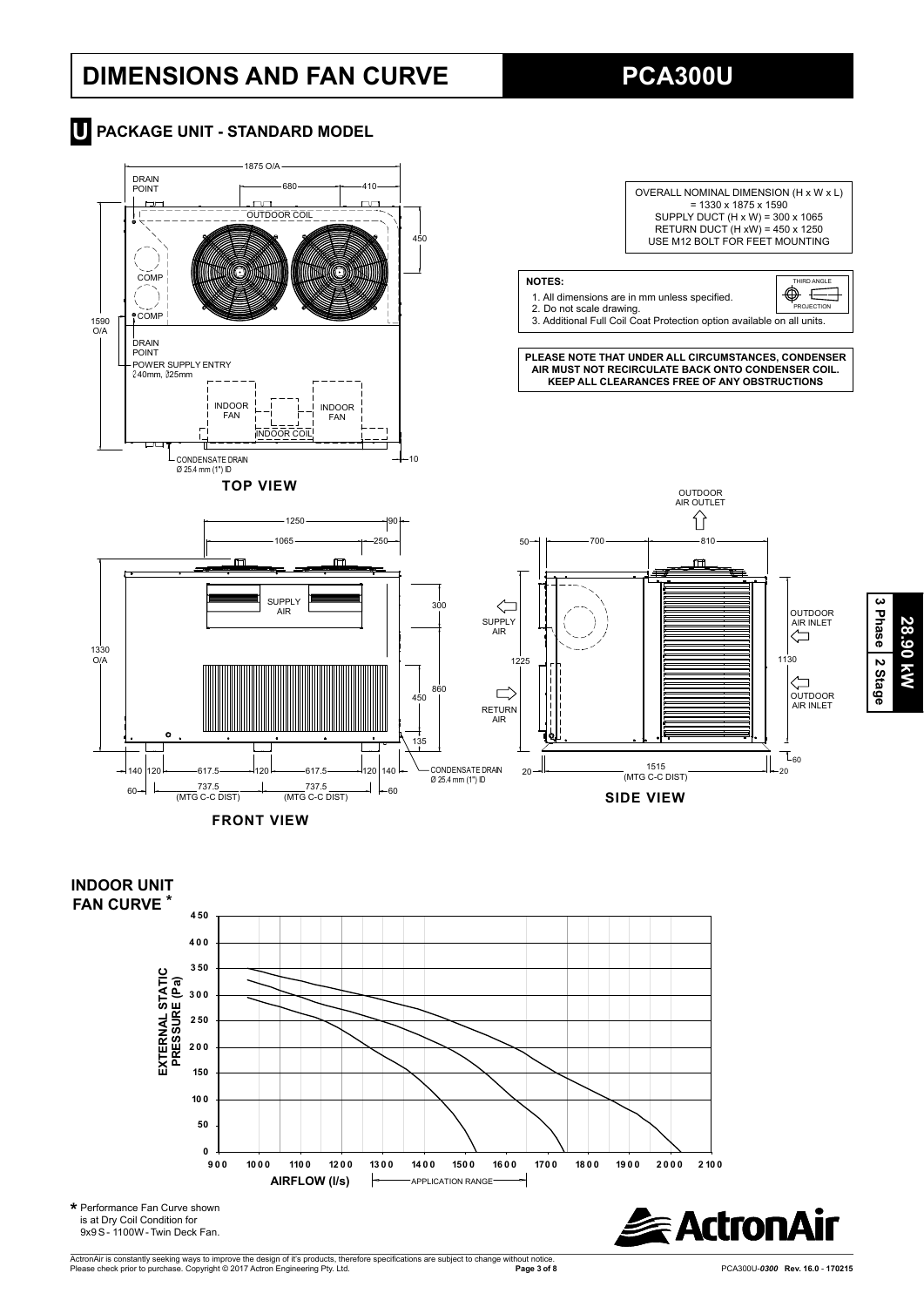# DIMENSIONS AND FAN CURVE

# PCA300U

## U PACKAGE UNIT - STANDARD MODEL

OVERALL NOMINAL DIMENSION (H x W x L) = 1330 x 1875 x 1590
SUPPLY DUCT (H x W) = 300 x 1065
RETURN DUCT (H xW) = 450 x 1250
USE M12 BOLT FOR FEET MOUNTING

**NOTES:**

1. All dimensions are in mm unless specified.
2. Do not scale drawing.
3. Additional Full Coil Coat Protection option available on all units.

THIRD ANGLE PROJECTION

**PLEASE NOTE THAT UNDER ALL CIRCUMSTANCES, CONDENSER AIR MUST NOT RECIRCULATE BACK ONTO CONDENSER COIL. KEEP ALL CLEARANCES FREE OF ANY OBSTRUCTIONS**

**TOP VIEW**

1875 O/A; 680; 410; 450; 1590 O/A; 10
DRAIN POINT; OUTDOOR COIL; COMP; COMP; DRAIN POINT; POWER SUPPLY ENTRY Ø40mm, Ø25mm; INDOOR FAN; INDOOR FAN; INDOOR COIL; CONDENSATE DRAIN Ø 25.4 mm (1") ID

**FRONT VIEW**

1250; 90; 1065; 250; 300; 1330 O/A; 860; 450; 135; SUPPLY AIR
140; 120; 617.5; 120; 617.5; 120; 140; 60; 737.5 (MTG C-C DIST); 737.5 (MTG C-C DIST); 60
CONDENSATE DRAIN Ø 25.4 mm (1") ID

**SIDE VIEW**

OUTDOOR AIR OUTLET; 50; 700; 810; SUPPLY AIR; RETURN AIR; 1225; 1130; OUTDOOR AIR INLET; OUTDOOR AIR INLET; 60; 20; 1515 (MTG C-C DIST); 20

3 Phase | 2 Stage | 28.90 kW

## INDOOR UNIT FAN CURVE *

EXTERNAL STATIC PRESSURE (Pa): 0, 50, 100, 150, 200, 250, 300, 350, 400, 450
AIRFLOW (l/s): 900, 1000, 1100, 1200, 1300, 1400, 1500, 1600, 1700, 1800, 1900, 2000, 2100
APPLICATION RANGE

* Performance Fan Curve shown is at Dry Coil Condition for 9x9 S - 1100W - Twin Deck Fan.

ActronAir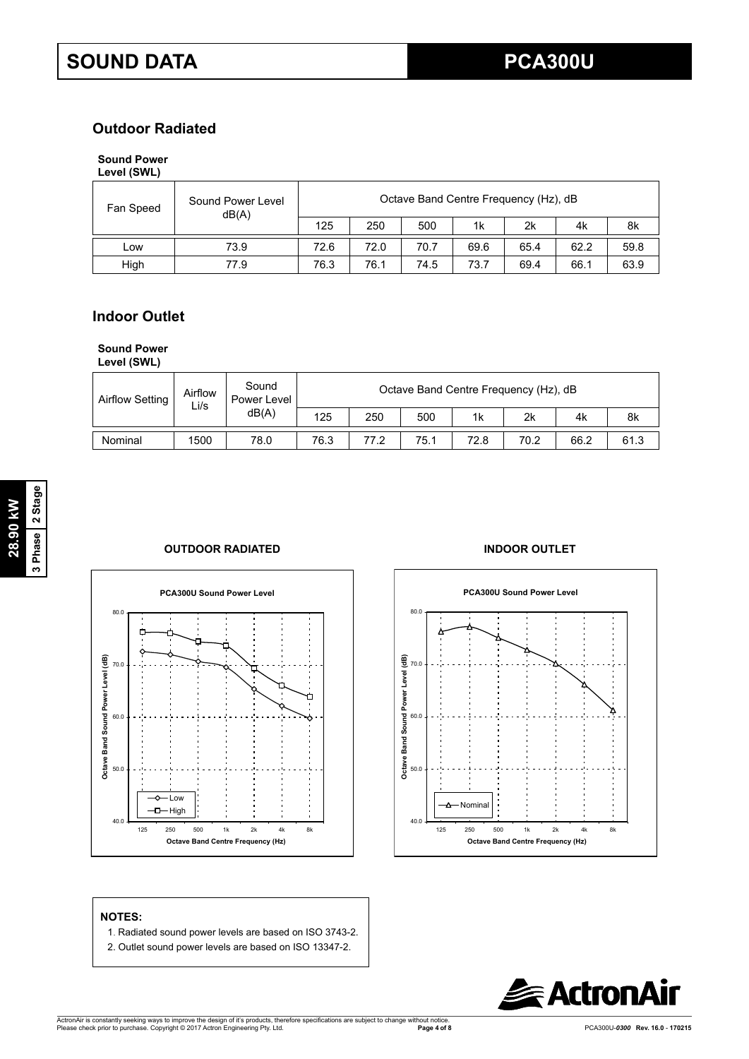# SOUND DATA

## PCA300U

### Outdoor Radiated

**Sound Power Level (SWL)**

| Fan Speed | Sound Power Level dB(A) | Octave Band Centre Frequency (Hz), dB | | | | | | |
|---|---|---|---|---|---|---|---|---|
| | | 125 | 250 | 500 | 1k | 2k | 4k | 8k |
| Low | 73.9 | 72.6 | 72.0 | 70.7 | 69.6 | 65.4 | 62.2 | 59.8 |
| High | 77.9 | 76.3 | 76.1 | 74.5 | 73.7 | 69.4 | 66.1 | 63.9 |

### Indoor Outlet

**Sound Power Level (SWL)**

| Airflow Setting | Airflow L/s | Sound Power Level dB(A) | Octave Band Centre Frequency (Hz), dB | | | | | | |
|---|---|---|---|---|---|---|---|---|---|
| | | | 125 | 250 | 500 | 1k | 2k | 4k | 8k |
| Nominal | 1500 | 78.0 | 76.3 | 77.2 | 75.1 | 72.8 | 70.2 | 66.2 | 61.3 |

28.90 kW | 3 Phase | 2 Stage

**OUTDOOR RADIATED**

**INDOOR OUTLET**

**NOTES:**

1. Radiated sound power levels are based on ISO 3743-2.
2. Outlet sound power levels are based on ISO 13347-2.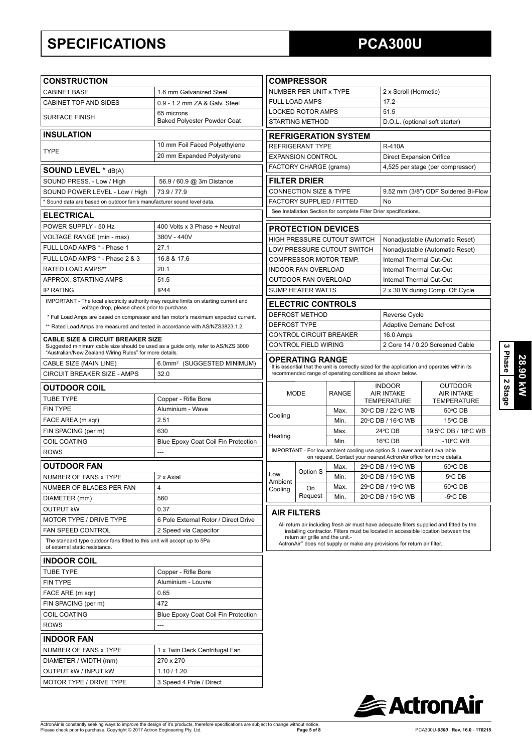# SPECIFICATIONS

# PCA300U

## CONSTRUCTION

| CONSTRUCTION | |
|---|---|
| CABINET BASE | 1.6 mm Galvanized Steel |
| CABINET TOP AND SIDES | 0.9 - 1.2 mm ZA & Galv. Steel |
| SURFACE FINISH | 65 microns Baked Polyester Powder Coat |

## INSULATION

| INSULATION | |
|---|---|
| TYPE | 10 mm Foil Faced Polyethylene |
| | 20 mm Expanded Polystyrene |

## SOUND LEVEL * dB(A)

| SOUND LEVEL * dB(A) | |
|---|---|
| SOUND PRESS. - Low / High | 56.9 / 60.9 @ 3m Distance |
| SOUND POWER LEVEL - Low / High | 73.9 / 77.9 |

* Sound data are based on outdoor fan's manufacturer sound level data.

## ELECTRICAL

| ELECTRICAL | |
|---|---|
| POWER SUPPLY - 50 Hz | 400 Volts x 3 Phase + Neutral |
| VOLTAGE RANGE (min - max) | 380V - 440V |
| FULL LOAD AMPS * - Phase 1 | 27.1 |
| FULL LOAD AMPS * - Phase 2 & 3 | 16.8 & 17.6 |
| RATED LOAD AMPS** | 20.1 |
| APPROX. STARTING AMPS | 51.5 |
| IP RATING | IP44 |

IMPORTANT - The local electricity authority may require limits on starting current and voltage drop, please check prior to purchase.

* Full Load Amps are based on compressor and fan motor's maximum expected current.

** Rated Load Amps are measured and tested in accordance with AS/NZS3823.1.2.

**CABLE SIZE & CIRCUIT BREAKER SIZE**
Suggested minimum cable size should be used as a guide only, refer to AS/NZS 3000 "Australian/New Zealand Wiring Rules" for more details.

| CABLE SIZE & CIRCUIT BREAKER SIZE | |
|---|---|
| CABLE SIZE (MAIN LINE) | 6.0mm² (SUGGESTED MINIMUM) |
| CIRCUIT BREAKER SIZE - AMPS | 32.0 |

## OUTDOOR COIL

| OUTDOOR COIL | |
|---|---|
| TUBE TYPE | Copper - Rifle Bore |
| FIN TYPE | Aluminium - Wave |
| FACE AREA (m sqr) | 2.51 |
| FIN SPACING (per m) | 630 |
| COIL COATING | Blue Epoxy Coat Coil Fin Protection |
| ROWS | --- |

## OUTDOOR FAN

| OUTDOOR FAN | |
|---|---|
| NUMBER OF FANS x TYPE | 2 x Axial |
| NUMBER OF BLADES PER FAN | 4 |
| DIAMETER (mm) | 560 |
| OUTPUT kW | 0.37 |
| MOTOR TYPE / DRIVE TYPE | 6 Pole External Rotor / Direct Drive |
| FAN SPEED CONTROL | 2 Speed via Capacitor |

The standard type outdoor fans fitted to this unit will accept up to 5Pa of external static resistance.

## INDOOR COIL

| INDOOR COIL | |
|---|---|
| TUBE TYPE | Copper - Rifle Bore |
| FIN TYPE | Aluminium - Louvre |
| FACE ARE (m sqr) | 0.65 |
| FIN SPACING (per m) | 472 |
| COIL COATING | Blue Epoxy Coat Coil Fin Protection |
| ROWS | --- |

## INDOOR FAN

| INDOOR FAN | |
|---|---|
| NUMBER OF FANS x TYPE | 1 x Twin Deck Centrifugal Fan |
| DIAMETER / WIDTH (mm) | 270 x 270 |
| OUTPUT kW / INPUT kW | 1.10 / 1.20 |
| MOTOR TYPE / DRIVE TYPE | 3 Speed 4 Pole / Direct |

## COMPRESSOR

| COMPRESSOR | |
|---|---|
| NUMBER PER UNIT x TYPE | 2 x Scroll (Hermetic) |
| FULL LOAD AMPS | 17.2 |
| LOCKED ROTOR AMPS | 51.5 |
| STARTING METHOD | D.O.L. (optional soft starter) |

## REFRIGERATION SYSTEM

| REFRIGERATION SYSTEM | |
|---|---|
| REFRIGERANT TYPE | R-410A |
| EXPANSION CONTROL | Direct Expansion Orifice |
| FACTORY CHARGE (grams) | 4,525 per stage (per compressor) |

## FILTER DRIER

| FILTER DRIER | |
|---|---|
| CONNECTION SIZE & TYPE | 9.52 mm (3/8") ODF Soldered Bi-Flow |
| FACTORY SUPPLIED / FITTED | No |

See Installation Section for complete Filter Drier specifications.

## PROTECTION DEVICES

| PROTECTION DEVICES | |
|---|---|
| HIGH PRESSURE CUTOUT SWITCH | Nonadjustable (Automatic Reset) |
| LOW PRESSURE CUTOUT SWITCH | Nonadjustable (Automatic Reset) |
| COMPRESSOR MOTOR TEMP. | Internal Thermal Cut-Out |
| INDOOR FAN OVERLOAD | Internal Thermal Cut-Out |
| OUTDOOR FAN OVERLOAD | Internal Thermal Cut-Out |
| SUMP HEATER WATTS | 2 x 30 W during Comp. Off Cycle |

## ELECTRIC CONTROLS

| ELECTRIC CONTROLS | |
|---|---|
| DEFROST METHOD | Reverse Cycle |
| DEFROST TYPE | Adaptive Demand Defrost |
| CONTROL CIRCUIT BREAKER | 16.0 Amps |
| CONTROL FIELD WIRING | 2 Core 14 / 0.20 Screened Cable |

## OPERATING RANGE

It is essential that the unit is correctly sized for the application and operates within its recommended range of operating conditions as shown below.

| MODE | | RANGE | INDOOR AIR INTAKE TEMPERATURE | OUTDOOR AIR INTAKE TEMPERATURE |
|---|---|---|---|---|
| Cooling | | Max. | 30°C DB / 22°C WB | 50°C DB |
| | | Min. | 20°C DB / 16°C WB | 15°C DB |
| Heating | | Max. | 24°C DB | 19.5°C DB / 18°C WB |
| | | Min. | 16°C DB | -10°C WB |

IMPORTANT - For low ambient cooling use option S. Lower ambient available on request. Contact your nearest ActronAir office for more details.

| MODE | | RANGE | INDOOR AIR INTAKE TEMPERATURE | OUTDOOR AIR INTAKE TEMPERATURE |
|---|---|---|---|---|
| Low Ambient Cooling | Option S | Max. | 29°C DB / 19°C WB | 50°C DB |
| | | Min. | 20°C DB / 15°C WB | 5°C DB |
| | On Request | Max. | 29°C DB / 19°C WB | 50°C DB |
| | | Min. | 20°C DB / 15°C WB | -5°C DB |

## AIR FILTERS

All return air including fresh air must have adequate filters supplied and fitted by the installing contractor. Filters must be located in accessible location between the return air grille and the unit.-
ActronAir® does not supply or make any provisions for return air filter.

3 Phase | 2 Stage | 28.90 kW

ActronAir is constantly seeking ways to improve the design of it's products, therefore specifications are subject to change without notice.
Please check prior to purchase. Copyright © 2017 Actron Engineering Pty. Ltd.

PCA300U-0300 Rev. 16.0 - 170215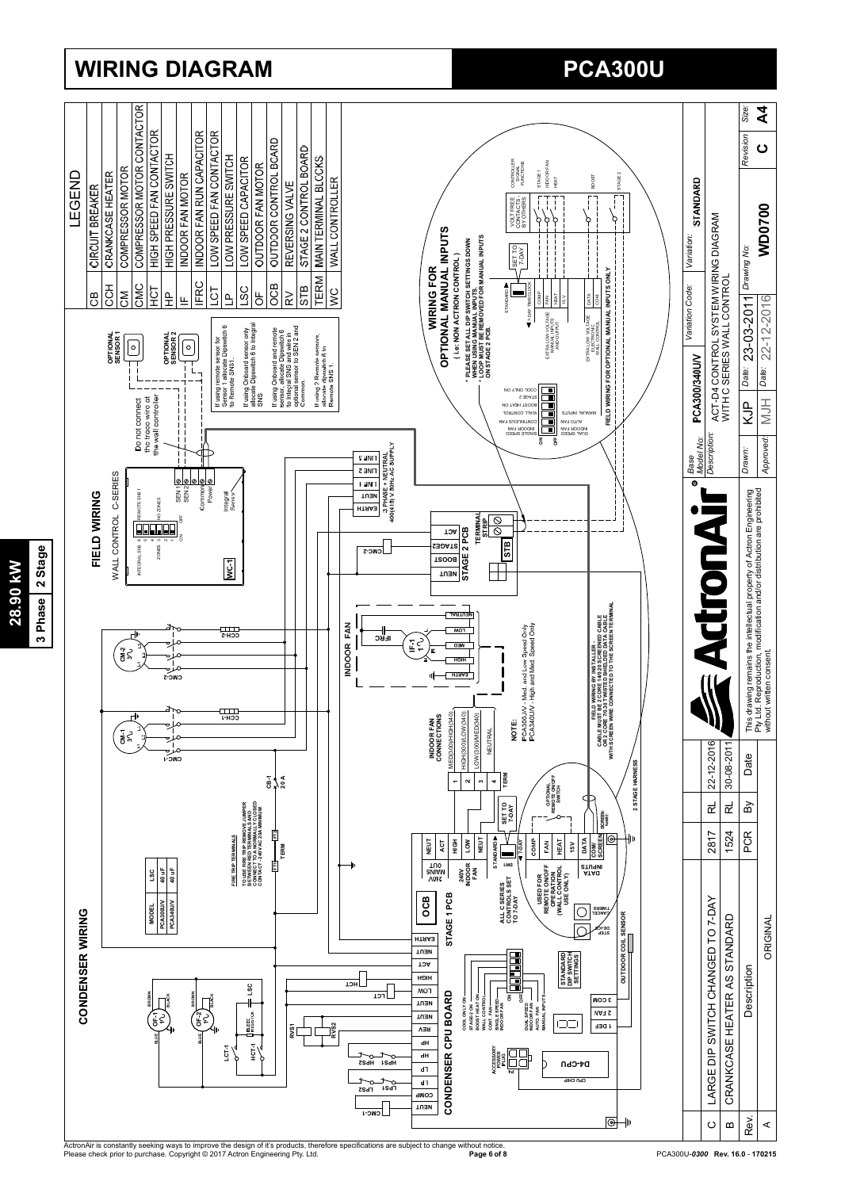# WIRING DIAGRAM

# PCA300U

**28.90 kW**

| 3 Phase | 2 Stage |
| --- | --- |

## LEGEND

| | |
| --- | --- |
| CB | CIRCUIT BREAKER |
| CCH | CRANKCASE HEATER |
| CM | COMPRESSOR MOTOR |
| CMC | COMPRESSOR MOTOR CONTACTOR |
| HCT | HIGH SPEED FAN CONTACTOR |
| HP | HIGH PRESSURE SWITCH |
| IF | INDOOR FAN MOTOR |
| IFRC | INDOOR FAN RUN CAPACITOR |
| LCT | LOW SPEED FAN CONTACTOR |
| LP | LOW PRESSURE SWITCH |
| LSC | LOW SPEED CAPACITOR |
| OF | OUTDOOR FAN MOTOR |
| OCB | OUTDOOR CONTROL BOARD |
| RV | REVERSING VALVE |
| STB | STAGE 2 CONTROL BOARD |
| TERM | MAIN TERMINAL BLOCKS |
| WC | WALL CONTROLLER |

## CONDENSER WIRING

| MODEL | LSC |
| --- | --- |
| PCA300U/V | 40 uF |
| PCA340U/V | 40 uF |

FIRE TRIP TERMINALS
TO USE FIRE TRIP REMOVE JUMPER BETWEEN RED TERMINALS AND CONNECT TO A NORMALLY CLOSED CONTACT - 240VAC 20A MINIMUM

CB-1 20 A

3 PHASE + NEUTRAL 400(415) V 50Hz AC SUPPLY

CONDENSER CPU BOARD

STAGE 1 PCB

STAGE 2 PCB

INDOOR FAN

INDOOR FAN CONNECTIONS

**NOTE:**
PCA300U/V - Med. and Low Speed Only
PCA340U/V - High and Med. Speed Only

FIELD WIRING BY INSTALLER
CABLE MUST BE 2 CORE 14/0.20 SCREENED CABLE OR 2 CORE 7/0.30 TWISTED SHIELDED DATA CABLE WITH SCREEN WIRE CONNECTED TO THE SCREEN TERMINAL

2 STAGE HARNESS

OUTDOOR COIL SENSOR

ALL C SERIES CONTROLS SET TO 7-DAY

USED FOR REMOTE ON/OFF OPERATION (WALL CONTROL USE ONLY)

OPTIONAL REMOTE ON/OFF SWITCH

## FIELD WIRING

WALL CONTROL C-SERIES

Do not connect the trace wire at the wall controller

OPTIONAL SENSOR 1

OPTIONAL SENSOR 2

If using remote sensor for Sensor 1 allocate Dipswitch 6 to Remote SNS1.

If using Onboard sensor only allocate Dipswitch 6 to Integral SNS

If using Onboard and remote sensor, allocate Dipswitch 6 to integral SNS and wire in optional sensor to SEN 2 and Common.

If using 2 Remote sensors, allocate dipswitch 6 to Remote SNS 1.

## WIRING FOR OPTIONAL MANUAL INPUTS

( i.e: NON ACTRON CONTROL )

* PLEASE SET ALL DIP SWITCH SETTINGS DOWN WHEN USING MANUAL INPUTS.
* LOOP MUST BE REMOVED FOR MANUAL INPUTS ON STAGE 2 PCB.

FIELD WIRING FOR OPTIONAL MANUAL INPUTS ONLY

VOLT FREE CONTACTS - BY OTHERS

CONTROLLER SIGNAL FUNCTIONS: STAGE 1, INDOOR FAN, HEAT, BOOST, STAGE 2

| | | | | | | |
| --- | --- | --- | --- | --- | --- | --- |
| Base Model No: | PCA300/340U/V | Variation Code: | | Variation: | STANDARD | |
| Description: | ACT-D4 CONTROL SYSTEM WIRING DIAGRAM WITH C SERIES WALL CONTROL | | | | | |
| Drawn: | KJP | Date: | 23-03-2011 | Drawing No: | WD0700 | Revision: C | Size: A4 |
| Approved: | MJH | Date: | 22-12-2016 | | | |

| Rev. | Description | PCR | By | Date |
| --- | --- | --- | --- | --- |
| C | LARGE DIP SWITCH CHANGED TO 7-DAY | 2817 | RL | 22-12-2016 |
| B | CRANKCASE HEATER AS STANDARD | 1524 | RL | 30-08-2011 |
| A | ORIGINAL | | | |

This drawing remains the intellectual property of Actron Engineering Pty Ltd. Reproduction, modification and/or distribution are prohibited without written consent.

ActronAir is constantly seeking ways to improve the design of it's products, therefore specifications are subject to change without notice.
Please check prior to purchase. Copyright © 2017 Actron Engineering Pty. Ltd.

PCA300U-*0300* Rev. 16.0 - 170215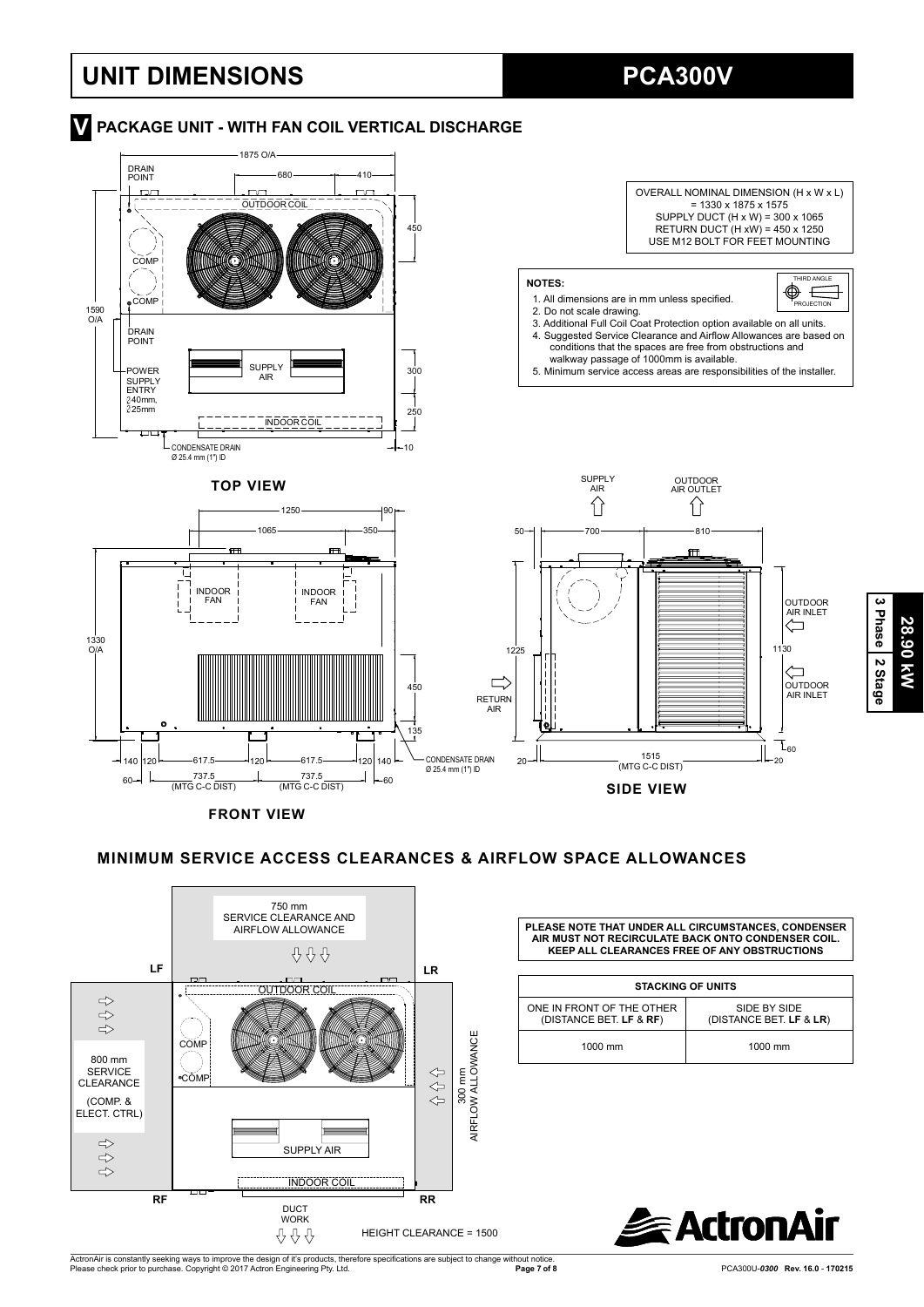# UNIT DIMENSIONS

# PCA300V

## V PACKAGE UNIT - WITH FAN COIL VERTICAL DISCHARGE

1875 O/A
DRAIN POINT
680
410
OUTDOOR COIL
450
COMP
COMP
1590 O/A
DRAIN POINT
POWER SUPPLY ENTRY Ø40mm, Ø25mm
SUPPLY AIR
300
250
INDOOR COIL
CONDENSATE DRAIN Ø 25.4 mm (1") ID
10

**TOP VIEW**

OVERALL NOMINAL DIMENSION (H x W x L) = 1330 x 1875 x 1575
SUPPLY DUCT (H x W) = 300 x 1065
RETURN DUCT (H xW) = 450 x 1250
USE M12 BOLT FOR FEET MOUNTING

**NOTES:**

THIRD ANGLE PROJECTION

1. All dimensions are in mm unless specified.
2. Do not scale drawing.
3. Additional Full Coil Coat Protection option available on all units.
4. Suggested Service Clearance and Airflow Allowances are based on conditions that the spaces are free from obstructions and walkway passage of 1000mm is available.
5. Minimum service access areas are responsibilities of the installer.

1250
90
1065
350
INDOOR FAN
INDOOR FAN
1330 O/A
450
135
140 120 617.5 120 617.5 120 140
60 737.5 (MTG C-C DIST) 737.5 (MTG C-C DIST) 60
CONDENSATE DRAIN Ø 25.4 mm (1") ID

**FRONT VIEW**

SUPPLY AIR
OUTDOOR AIR OUTLET
50
700
810
1225
RETURN AIR
OUTDOOR AIR INLET
1130
OUTDOOR AIR INLET
60
20
1515 (MTG C-C DIST)
20

**SIDE VIEW**

28.90 kW
3 Phase | 2 Stage

## MINIMUM SERVICE ACCESS CLEARANCES & AIRFLOW SPACE ALLOWANCES

750 mm SERVICE CLEARANCE AND AIRFLOW ALLOWANCE
LF
LR
OUTDOOR COIL
COMP
COMP
800 mm SERVICE CLEARANCE (COMP. & ELECT. CTRL)
300 mm AIRFLOW ALLOWANCE
SUPPLY AIR
INDOOR COIL
RF
RR
DUCT WORK
HEIGHT CLEARANCE = 1500

**PLEASE NOTE THAT UNDER ALL CIRCUMSTANCES, CONDENSER AIR MUST NOT RECIRCULATE BACK ONTO CONDENSER COIL. KEEP ALL CLEARANCES FREE OF ANY OBSTRUCTIONS**

| STACKING OF UNITS | |
|---|---|
| ONE IN FRONT OF THE OTHER (DISTANCE BET. **LF** & **RF**) | SIDE BY SIDE (DISTANCE BET. **LF** & **LR**) |
| 1000 mm | 1000 mm |

ActronAir

ActronAir is constantly seeking ways to improve the design of it's products, therefore specifications are subject to change without notice.
Please check prior to purchase. Copyright © 2017 Actron Engineering Pty. Ltd.

PCA300U-*0300* Rev. 16.0 - 170215